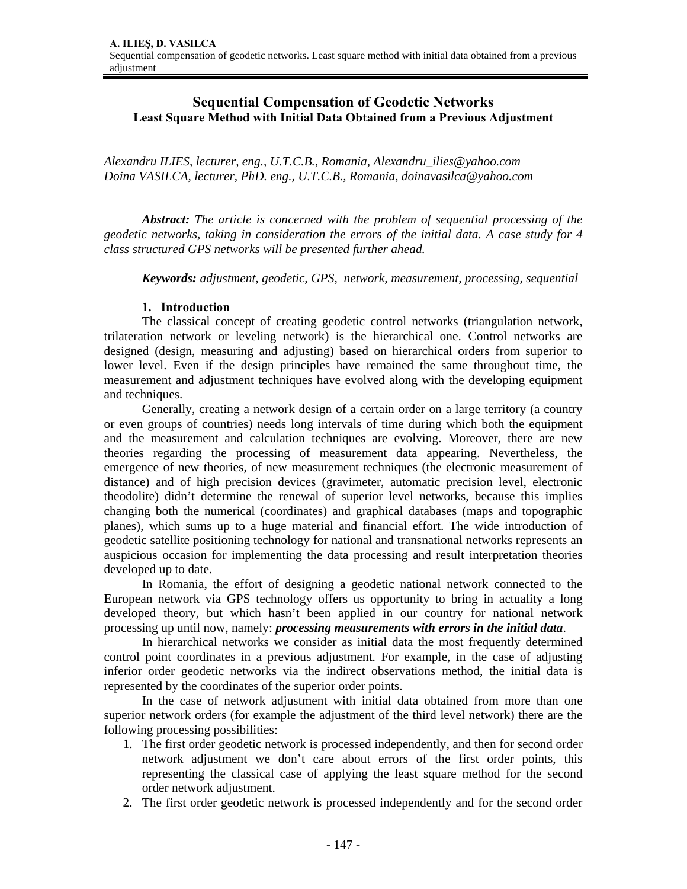# Sequential Compensation of Geodetic Networks

## Least Square Method with Initial Data Obtained from a Previous Adjustment

*Alexandru ILIES, lecturer, eng., U.T.C.B., Romania, Alexandru_ilies@yahoo.com*
*Doina VASILCA, lecturer, PhD. eng., U.T.C.B., Romania, doinavasilca@yahoo.com*

***Abstract:*** *The article is concerned with the problem of sequential processing of the geodetic networks, taking in consideration the errors of the initial data. A case study for 4 class structured GPS networks will be presented further ahead.*

***Keywords:*** *adjustment, geodetic, GPS, network, measurement, processing, sequential*

### 1. Introduction

The classical concept of creating geodetic control networks (triangulation network, trilateration network or leveling network) is the hierarchical one. Control networks are designed (design, measuring and adjusting) based on hierarchical orders from superior to lower level. Even if the design principles have remained the same throughout time, the measurement and adjustment techniques have evolved along with the developing equipment and techniques.

Generally, creating a network design of a certain order on a large territory (a country or even groups of countries) needs long intervals of time during which both the equipment and the measurement and calculation techniques are evolving. Moreover, there are new theories regarding the processing of measurement data appearing. Nevertheless, the emergence of new theories, of new measurement techniques (the electronic measurement of distance) and of high precision devices (gravimeter, automatic precision level, electronic theodolite) didn't determine the renewal of superior level networks, because this implies changing both the numerical (coordinates) and graphical databases (maps and topographic planes), which sums up to a huge material and financial effort. The wide introduction of geodetic satellite positioning technology for national and transnational networks represents an auspicious occasion for implementing the data processing and result interpretation theories developed up to date.

In Romania, the effort of designing a geodetic national network connected to the European network via GPS technology offers us opportunity to bring in actuality a long developed theory, but which hasn't been applied in our country for national network processing up until now, namely: ***processing measurements with errors in the initial data***.

In hierarchical networks we consider as initial data the most frequently determined control point coordinates in a previous adjustment. For example, in the case of adjusting inferior order geodetic networks via the indirect observations method, the initial data is represented by the coordinates of the superior order points.

In the case of network adjustment with initial data obtained from more than one superior network orders (for example the adjustment of the third level network) there are the following processing possibilities:

1. The first order geodetic network is processed independently, and then for second order network adjustment we don't care about errors of the first order points, this representing the classical case of applying the least square method for the second order network adjustment.
2. The first order geodetic network is processed independently and for the second order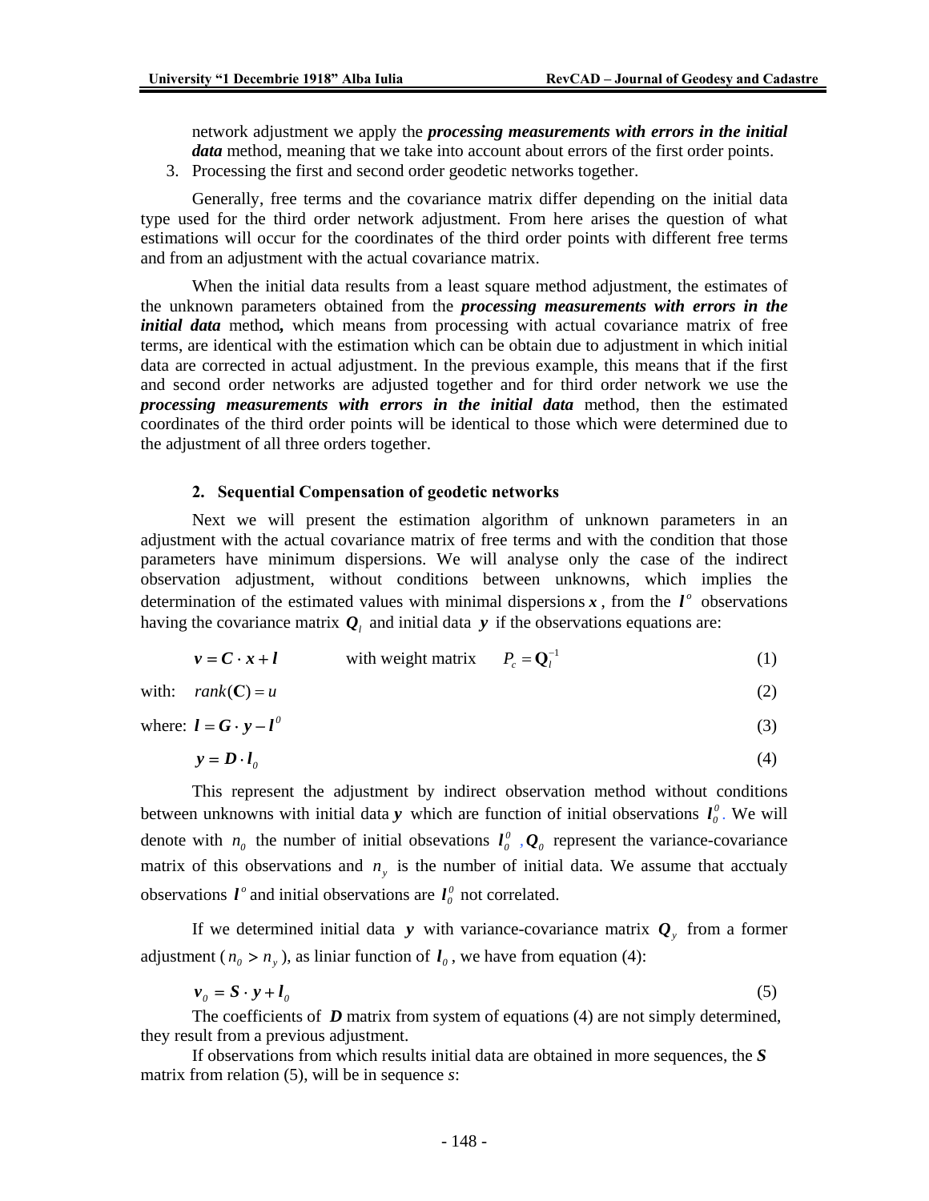network adjustment we apply the ***processing measurements with errors in the initial data*** method, meaning that we take into account about errors of the first order points.

3. Processing the first and second order geodetic networks together.

Generally, free terms and the covariance matrix differ depending on the initial data type used for the third order network adjustment. From here arises the question of what estimations will occur for the coordinates of the third order points with different free terms and from an adjustment with the actual covariance matrix.

When the initial data results from a least square method adjustment, the estimates of the unknown parameters obtained from the ***processing measurements with errors in the initial data*** method***,*** which means from processing with actual covariance matrix of free terms, are identical with the estimation which can be obtain due to adjustment in which initial data are corrected in actual adjustment. In the previous example, this means that if the first and second order networks are adjusted together and for third order network we use the ***processing measurements with errors in the initial data*** method, then the estimated coordinates of the third order points will be identical to those which were determined due to the adjustment of all three orders together.

## 2. Sequential Compensation of geodetic networks

Next we will present the estimation algorithm of unknown parameters in an adjustment with the actual covariance matrix of free terms and with the condition that those parameters have minimum dispersions. We will analyse only the case of the indirect observation adjustment, without conditions between unknowns, which implies the determination of the estimated values with minimal dispersions $\boldsymbol{x}$, from the $\boldsymbol{l}^o$ observations having the covariance matrix $\boldsymbol{Q}_l$ and initial data $\boldsymbol{y}$ if the observations equations are:

$$\boldsymbol{v} = \boldsymbol{C} \cdot \boldsymbol{x} + \boldsymbol{l} \qquad \text{with weight matrix} \qquad P_c = \mathbf{Q}_l^{-1} \tag{1}$$

with: $\quad rank(\mathbf{C}) = u \tag{2}$

where: $\boldsymbol{l} = \boldsymbol{G} \cdot \boldsymbol{y} - \boldsymbol{l}^0 \tag{3}$

$$\boldsymbol{y} = \boldsymbol{D} \cdot \boldsymbol{l}_0 \tag{4}$$

This represent the adjustment by indirect observation method without conditions between unknowns with initial data $\boldsymbol{y}$ which are function of initial observations $\boldsymbol{l}_0^0$. We will denote with $n_0$ the number of initial obsevations $\boldsymbol{l}_0^0$, $\boldsymbol{Q}_0$ represent the variance-covariance matrix of this observations and $n_y$ is the number of initial data. We assume that acctualy observations $\boldsymbol{l}^o$ and initial observations are $\boldsymbol{l}_0^0$ not correlated.

If we determined initial data $\boldsymbol{y}$ with variance-covariance matrix $\boldsymbol{Q}_y$ from a former adjustment ($n_0 > n_y$), as liniar function of $\boldsymbol{l}_0$, we have from equation (4):

$$\boldsymbol{v}_0 = \boldsymbol{S} \cdot \boldsymbol{y} + \boldsymbol{l}_0 \tag{5}$$

The coefficients of $\boldsymbol{D}$ matrix from system of equations (4) are not simply determined, they result from a previous adjustment.

If observations from which results initial data are obtained in more sequences, the $\boldsymbol{S}$ matrix from relation (5), will be in sequence *s*: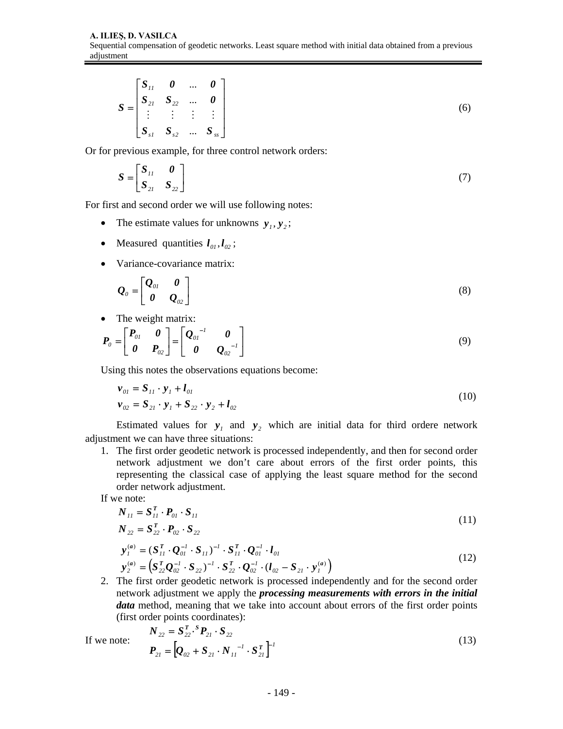$$\boldsymbol{S} = \begin{bmatrix} \boldsymbol{S}_{11} & \boldsymbol{0} & \dots & \boldsymbol{0} \\ \boldsymbol{S}_{21} & \boldsymbol{S}_{22} & \dots & \boldsymbol{0} \\ \vdots & \vdots & \vdots & \vdots \\ \boldsymbol{S}_{s1} & \boldsymbol{S}_{s2} & \dots & \boldsymbol{S}_{ss} \end{bmatrix} \tag{6}$$

Or for previous example, for three control network orders:

$$\boldsymbol{S} = \begin{bmatrix} \boldsymbol{S}_{11} & \boldsymbol{0} \\ \boldsymbol{S}_{21} & \boldsymbol{S}_{22} \end{bmatrix} \tag{7}$$

For first and second order we will use following notes:

- The estimate values for unknowns $\boldsymbol{y}_1, \boldsymbol{y}_2$;
- Measured quantities $\boldsymbol{l}_{01}, \boldsymbol{l}_{02}$;
- Variance-covariance matrix:

$$\boldsymbol{Q}_0 = \begin{bmatrix} \boldsymbol{Q}_{01} & \boldsymbol{0} \\ \boldsymbol{0} & \boldsymbol{Q}_{02} \end{bmatrix} \tag{8}$$

- The weight matrix:

$$\boldsymbol{P}_0 = \begin{bmatrix} \boldsymbol{P}_{01} & \boldsymbol{0} \\ \boldsymbol{0} & \boldsymbol{P}_{02} \end{bmatrix} = \begin{bmatrix} \boldsymbol{Q}_{01}^{-1} & \boldsymbol{0} \\ \boldsymbol{0} & \boldsymbol{Q}_{02}^{-1} \end{bmatrix} \tag{9}$$

Using this notes the observations equations become:

$$\begin{aligned} \boldsymbol{v}_{01} &= \boldsymbol{S}_{11} \cdot \boldsymbol{y}_1 + \boldsymbol{l}_{01} \\ \boldsymbol{v}_{02} &= \boldsymbol{S}_{21} \cdot \boldsymbol{y}_1 + \boldsymbol{S}_{22} \cdot \boldsymbol{y}_2 + \boldsymbol{l}_{02} \end{aligned} \tag{10}$$

Estimated values for $\boldsymbol{y}_1$ and $\boldsymbol{y}_2$ which are initial data for third ordere network adjustment we can have three situations:

1. The first order geodetic network is processed independently, and then for second order network adjustment we don't care about errors of the first order points, this representing the classical case of applying the least square method for the second order network adjustment.

If we note:

$$\begin{aligned} \boldsymbol{N}_{11} &= \boldsymbol{S}_{11}^{T} \cdot \boldsymbol{P}_{01} \cdot \boldsymbol{S}_{11} \\ \boldsymbol{N}_{22} &= \boldsymbol{S}_{22}^{T} \cdot \boldsymbol{P}_{02} \cdot \boldsymbol{S}_{22} \end{aligned} \tag{11}$$

$$\begin{aligned} \boldsymbol{y}_1^{(a)} &= (\boldsymbol{S}_{11}^{T} \cdot \boldsymbol{Q}_{01}^{-1} \cdot \boldsymbol{S}_{11})^{-1} \cdot \boldsymbol{S}_{11}^{T} \cdot \boldsymbol{Q}_{01}^{-1} \cdot \boldsymbol{l}_{01} \\ \boldsymbol{y}_2^{(a)} &= \left(\boldsymbol{S}_{22}^{T} \boldsymbol{Q}_{02}^{-1} \cdot \boldsymbol{S}_{22}\right)^{-1} \cdot \boldsymbol{S}_{22}^{T} \cdot \boldsymbol{Q}_{02}^{-1} \cdot \left(\boldsymbol{l}_{02} - \boldsymbol{S}_{21} \cdot \boldsymbol{y}_1^{(a)}\right) \end{aligned} \tag{12}$$

2. The first order geodetic network is processed independently and for the second order network adjustment we apply the ***processing measurements with errors in the initial data*** method, meaning that we take into account about errors of the first order points (first order points coordinates):

If we note:

$$\begin{aligned} \boldsymbol{N}_{22} &= \boldsymbol{S}_{22}^{T} \cdot {}^{S}\boldsymbol{P}_{21} \cdot \boldsymbol{S}_{22} \\ \boldsymbol{P}_{21} &= \left[\boldsymbol{Q}_{02} + \boldsymbol{S}_{21} \cdot \boldsymbol{N}_{11}^{-1} \cdot \boldsymbol{S}_{21}^{T}\right]^{-1} \end{aligned} \tag{13}$$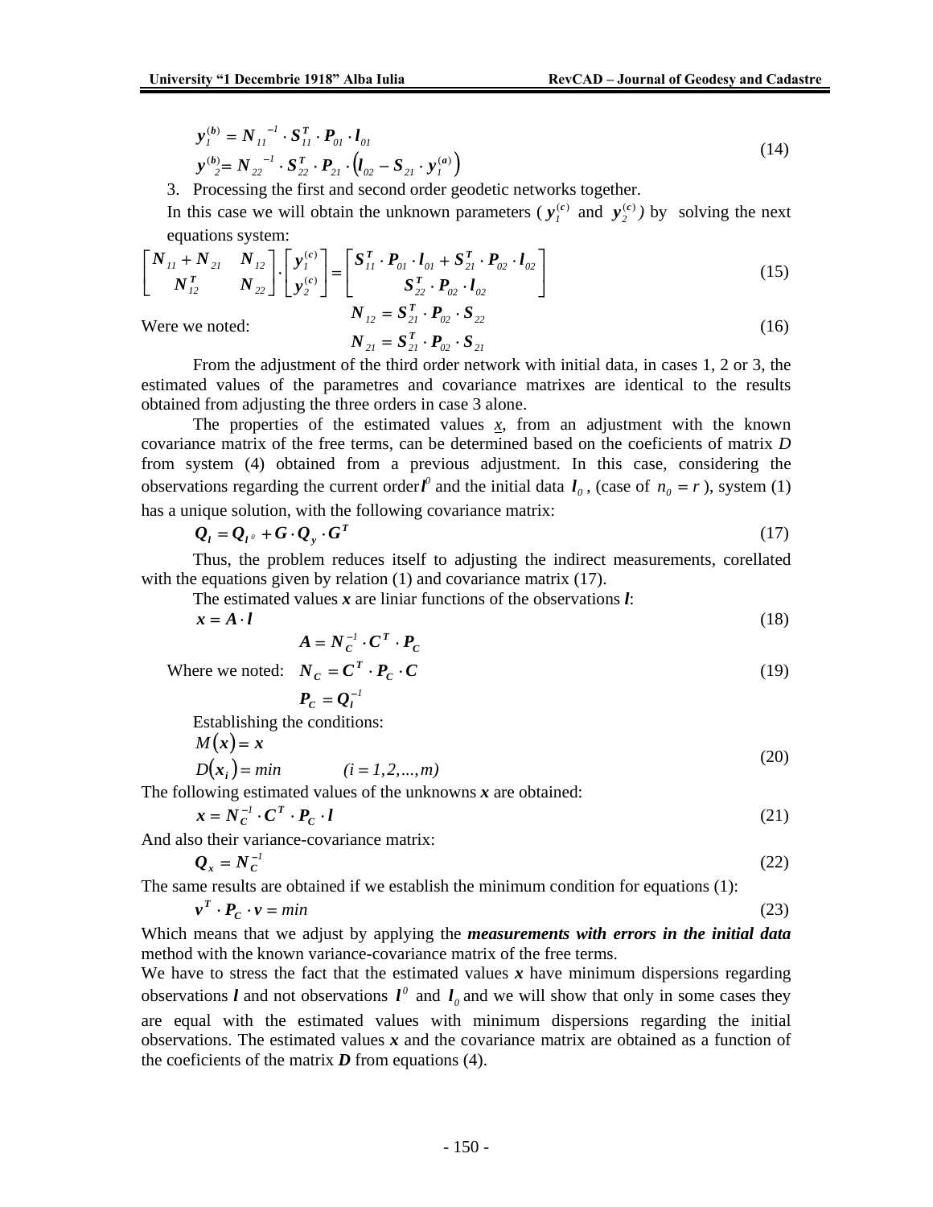$$
\begin{aligned}
\boldsymbol{y}_1^{(b)} &= \boldsymbol{N}_{11}^{\ -1} \cdot \boldsymbol{S}_{11}^{T} \cdot \boldsymbol{P}_{01} \cdot \boldsymbol{l}_{01} \\
\boldsymbol{y}_2^{(b)} &= \boldsymbol{N}_{22}^{\ -1} \cdot \boldsymbol{S}_{22}^{T} \cdot \boldsymbol{P}_{21} \cdot \left( \boldsymbol{l}_{02} - \boldsymbol{S}_{21} \cdot \boldsymbol{y}_1^{(a)} \right)
\end{aligned} \tag{14}
$$

3. Processing the first and second order geodetic networks together.

   In this case we will obtain the unknown parameters ( $\boldsymbol{y}_1^{(c)}$ and $\boldsymbol{y}_2^{(c)}$ ) by solving the next equations system:

$$
\begin{bmatrix} \boldsymbol{N}_{11} + \boldsymbol{N}_{21} & \boldsymbol{N}_{12} \\ \boldsymbol{N}_{12}^{T} & \boldsymbol{N}_{22} \end{bmatrix} \cdot \begin{bmatrix} \boldsymbol{y}_1^{(c)} \\ \boldsymbol{y}_2^{(c)} \end{bmatrix} = \begin{bmatrix} \boldsymbol{S}_{11}^{T} \cdot \boldsymbol{P}_{01} \cdot \boldsymbol{l}_{01} + \boldsymbol{S}_{21}^{T} \cdot \boldsymbol{P}_{02} \cdot \boldsymbol{l}_{02} \\ \boldsymbol{S}_{22}^{T} \cdot \boldsymbol{P}_{02} \cdot \boldsymbol{l}_{02} \end{bmatrix} \tag{15}
$$

Were we noted:

$$
\begin{aligned}
\boldsymbol{N}_{12} &= \boldsymbol{S}_{21}^{T} \cdot \boldsymbol{P}_{02} \cdot \boldsymbol{S}_{22} \\
\boldsymbol{N}_{21} &= \boldsymbol{S}_{21}^{T} \cdot \boldsymbol{P}_{02} \cdot \boldsymbol{S}_{21}
\end{aligned} \tag{16}
$$

From the adjustment of the third order network with initial data, in cases 1, 2 or 3, the estimated values of the parametres and covariance matrixes are identical to the results obtained from adjusting the three orders in case 3 alone.

The properties of the estimated values $\underline{x}$, from an adjustment with the known covariance matrix of the free terms, can be determined based on the coeficients of matrix $D$ from system (4) obtained from a previous adjustment. In this case, considering the observations regarding the current order $\boldsymbol{l}^0$ and the initial data $\boldsymbol{l}_0$, (case of $n_0 = r$ ), system (1) has a unique solution, with the following covariance matrix:

$$
\boldsymbol{Q}_l = \boldsymbol{Q}_{l^0} + \boldsymbol{G} \cdot \boldsymbol{Q}_y \cdot \boldsymbol{G}^T \tag{17}
$$

Thus, the problem reduces itself to adjusting the indirect measurements, corellated with the equations given by relation (1) and covariance matrix (17).

The estimated values $\boldsymbol{x}$ are liniar functions of the observations $\boldsymbol{l}$:

$$
\boldsymbol{x} = \boldsymbol{A} \cdot \boldsymbol{l} \tag{18}
$$

Where we noted:

$$
\begin{aligned}
\boldsymbol{A} &= \boldsymbol{N}_C^{-1} \cdot \boldsymbol{C}^T \cdot \boldsymbol{P}_C \\
\boldsymbol{N}_C &= \boldsymbol{C}^T \cdot \boldsymbol{P}_C \cdot \boldsymbol{C} \\
\boldsymbol{P}_C &= \boldsymbol{Q}_l^{-1}
\end{aligned} \tag{19}
$$

Establishing the conditions:

$$
\begin{aligned}
M(\boldsymbol{x}) &= \boldsymbol{x} \\
D(\boldsymbol{x}_i) &= min \qquad (i = 1, 2, ..., m)
\end{aligned} \tag{20}
$$

The following estimated values of the unknowns $\boldsymbol{x}$ are obtained:

$$
\boldsymbol{x} = \boldsymbol{N}_C^{-1} \cdot \boldsymbol{C}^T \cdot \boldsymbol{P}_C \cdot \boldsymbol{l} \tag{21}
$$

And also their variance-covariance matrix:

$$
\boldsymbol{Q}_x = \boldsymbol{N}_C^{-1} \tag{22}
$$

The same results are obtained if we establish the minimum condition for equations (1):

$$
\boldsymbol{v}^T \cdot \boldsymbol{P}_C \cdot \boldsymbol{v} = min \tag{23}
$$

Which means that we adjust by applying the ***measurements with errors in the initial data*** method with the known variance-covariance matrix of the free terms.

We have to stress the fact that the estimated values $\boldsymbol{x}$ have minimum dispersions regarding observations $\boldsymbol{l}$ and not observations $\boldsymbol{l}^0$ and $\boldsymbol{l}_0$ and we will show that only in some cases they are equal with the estimated values with minimum dispersions regarding the initial observations. The estimated values $\boldsymbol{x}$ and the covariance matrix are obtained as a function of the coeficients of the matrix $\boldsymbol{D}$ from equations (4).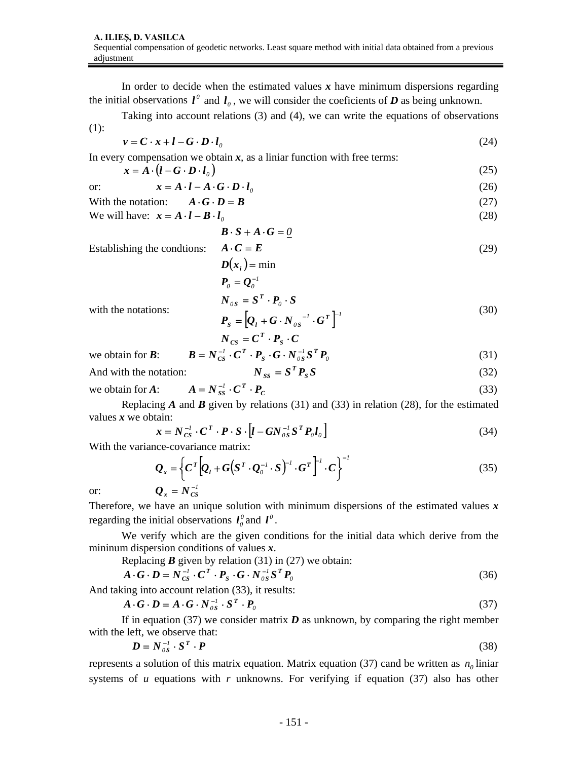In order to decide when the estimated values $\boldsymbol{x}$ have minimum dispersions regarding the initial observations $\boldsymbol{l}^0$ and $\boldsymbol{l}_0$, we will consider the coeficients of $\boldsymbol{D}$ as being unknown.

Taking into account relations (3) and (4), we can write the equations of observations (1):

$$\boldsymbol{v} = \boldsymbol{C} \cdot \boldsymbol{x} + \boldsymbol{l} - \boldsymbol{G} \cdot \boldsymbol{D} \cdot \boldsymbol{l}_0 \tag{24}$$

In every compensation we obtain $\boldsymbol{x}$, as a liniar function with free terms:

$$\boldsymbol{x} = \boldsymbol{A} \cdot (\boldsymbol{l} - \boldsymbol{G} \cdot \boldsymbol{D} \cdot \boldsymbol{l}_0) \tag{25}$$

or:

$$\boldsymbol{x} = \boldsymbol{A} \cdot \boldsymbol{l} - \boldsymbol{A} \cdot \boldsymbol{G} \cdot \boldsymbol{D} \cdot \boldsymbol{l}_0 \tag{26}$$

With the notation:

$$\boldsymbol{A} \cdot \boldsymbol{G} \cdot \boldsymbol{D} = \boldsymbol{B} \tag{27}$$

We will have:

$$\boldsymbol{x} = \boldsymbol{A} \cdot \boldsymbol{l} - \boldsymbol{B} \cdot \boldsymbol{l}_0 \tag{28}$$

Establishing the condtions:

$$\begin{aligned} &\boldsymbol{B} \cdot \boldsymbol{S} + \boldsymbol{A} \cdot \boldsymbol{G} = \underline{0} \\ &\boldsymbol{A} \cdot \boldsymbol{C} = \boldsymbol{E} \\ &\boldsymbol{D}(\boldsymbol{x}_i) = \min \end{aligned} \tag{29}$$

with the notations:

$$\begin{aligned} &\boldsymbol{P}_0 = \boldsymbol{Q}_0^{-1} \\ &\boldsymbol{N}_{0S} = \boldsymbol{S}^T \cdot \boldsymbol{P}_0 \cdot \boldsymbol{S} \\ &\boldsymbol{P}_S = \left[\boldsymbol{Q}_l + \boldsymbol{G} \cdot \boldsymbol{N}_{0S}^{-1} \cdot \boldsymbol{G}^T\right]^{-1} \\ &\boldsymbol{N}_{CS} = \boldsymbol{C}^T \cdot \boldsymbol{P}_S \cdot \boldsymbol{C} \end{aligned} \tag{30}$$

we obtain for $\boldsymbol{B}$:

$$\boldsymbol{B} = \boldsymbol{N}_{CS}^{-1} \cdot \boldsymbol{C}^T \cdot \boldsymbol{P}_S \cdot \boldsymbol{G} \cdot \boldsymbol{N}_{0S}^{-1} \boldsymbol{S}^T \boldsymbol{P}_0 \tag{31}$$

And with the notation:

$$\boldsymbol{N}_{SS} = \boldsymbol{S}^T \boldsymbol{P}_S \boldsymbol{S} \tag{32}$$

we obtain for $\boldsymbol{A}$:

$$\boldsymbol{A} = \boldsymbol{N}_{SS}^{-1} \cdot \boldsymbol{C}^T \cdot \boldsymbol{P}_C \tag{33}$$

Replacing $\boldsymbol{A}$ and $\boldsymbol{B}$ given by relations (31) and (33) in relation (28), for the estimated values $\boldsymbol{x}$ we obtain:

$$\boldsymbol{x} = \boldsymbol{N}_{CS}^{-1} \cdot \boldsymbol{C}^T \cdot \boldsymbol{P} \cdot \boldsymbol{S} \cdot \left[\boldsymbol{l} - \boldsymbol{G} \boldsymbol{N}_{0S}^{-1} \boldsymbol{S}^T \boldsymbol{P}_0 \boldsymbol{l}_0\right] \tag{34}$$

With the variance-covariance matrix:

$$\boldsymbol{Q}_x = \left\{\boldsymbol{C}^T \left[\boldsymbol{Q}_l + \boldsymbol{G}\left(\boldsymbol{S}^T \cdot \boldsymbol{Q}_0^{-1} \cdot \boldsymbol{S}\right)^{-1} \cdot \boldsymbol{G}^T\right]^{-1} \cdot \boldsymbol{C}\right\}^{-1} \tag{35}$$

or:

$$\boldsymbol{Q}_x = \boldsymbol{N}_{CS}^{-1}$$

Therefore, we have an unique solution with minimum dispersions of the estimated values $\boldsymbol{x}$ regarding the initial observations $\boldsymbol{l}_0^0$ and $\boldsymbol{l}^0$.

We verify which are the given conditions for the initial data which derive from the mininum dispersion conditions of values $\boldsymbol{x}$.

Replacing $\boldsymbol{B}$ given by relation (31) in (27) we obtain:

$$\boldsymbol{A} \cdot \boldsymbol{G} \cdot \boldsymbol{D} = \boldsymbol{N}_{CS}^{-1} \cdot \boldsymbol{C}^T \cdot \boldsymbol{P}_S \cdot \boldsymbol{G} \cdot \boldsymbol{N}_{0S}^{-1} \boldsymbol{S}^T \boldsymbol{P}_0 \tag{36}$$

And taking into account relation (33), it results:

$$\boldsymbol{A} \cdot \boldsymbol{G} \cdot \boldsymbol{D} = \boldsymbol{A} \cdot \boldsymbol{G} \cdot \boldsymbol{N}_{0S}^{-1} \cdot \boldsymbol{S}^T \cdot \boldsymbol{P}_0 \tag{37}$$

If in equation (37) we consider matrix $\boldsymbol{D}$ as unknown, by comparing the right member with the left, we observe that:

$$\boldsymbol{D} = \boldsymbol{N}_{0S}^{-1} \cdot \boldsymbol{S}^T \cdot \boldsymbol{P} \tag{38}$$

represents a solution of this matrix equation. Matrix equation (37) cand be written as $n_0$ liniar systems of $u$ equations with $r$ unknowns. For verifying if equation (37) also has other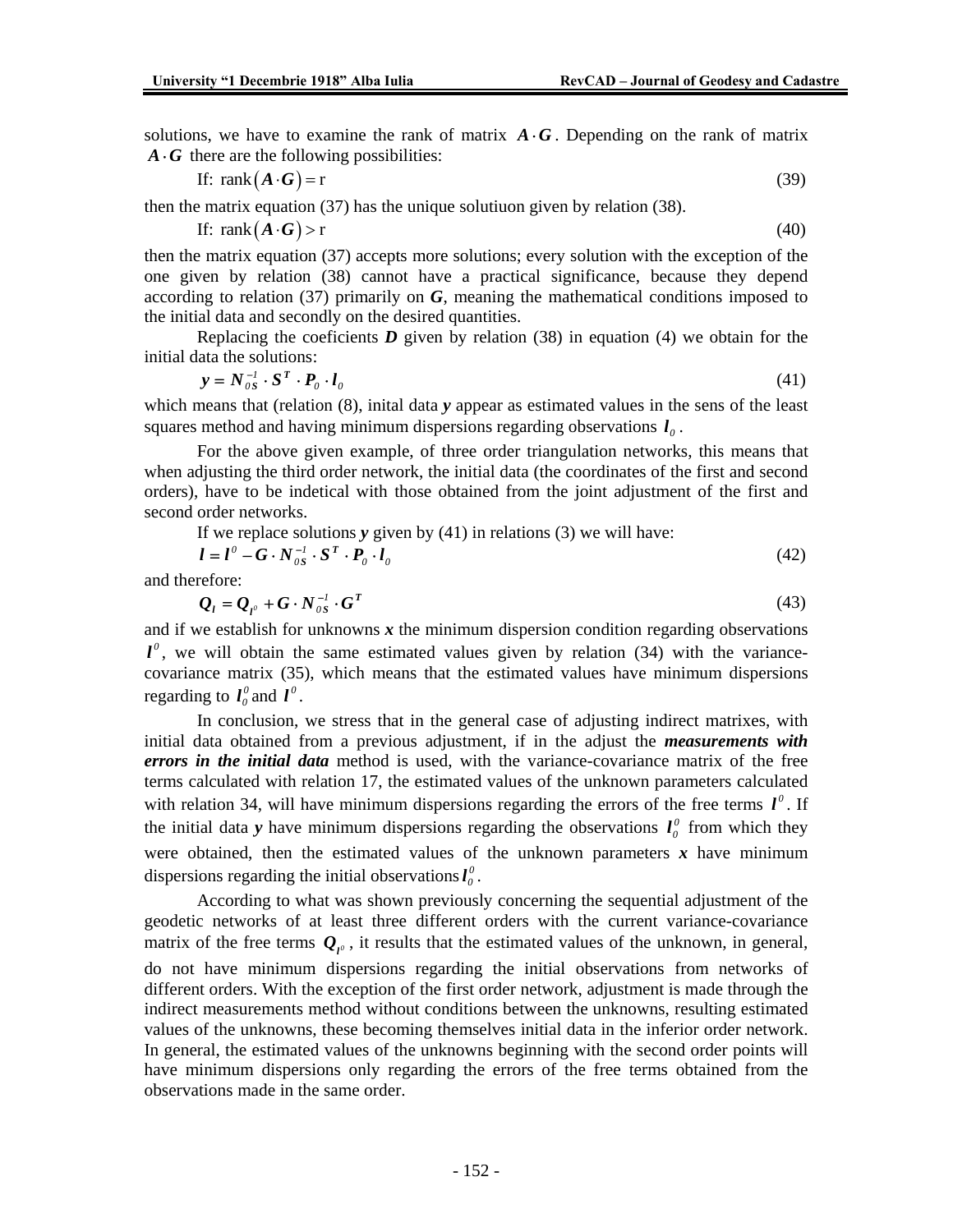solutions, we have to examine the rank of matrix $\boldsymbol{A} \cdot \boldsymbol{G}$. Depending on the rank of matrix $\boldsymbol{A} \cdot \boldsymbol{G}$ there are the following possibilities:

$$\text{If: } \operatorname{rank}(\boldsymbol{A} \cdot \boldsymbol{G}) = \mathrm{r} \tag{39}$$

then the matrix equation (37) has the unique solutiuon given by relation (38).

$$\text{If: } \operatorname{rank}(\boldsymbol{A} \cdot \boldsymbol{G}) > \mathrm{r} \tag{40}$$

then the matrix equation (37) accepts more solutions; every solution with the exception of the one given by relation (38) cannot have a practical significance, because they depend according to relation (37) primarily on $\boldsymbol{G}$, meaning the mathematical conditions imposed to the initial data and secondly on the desired quantities.

Replacing the coeficients $\boldsymbol{D}$ given by relation (38) in equation (4) we obtain for the initial data the solutions:

$$\boldsymbol{y} = \boldsymbol{N}_{0S}^{-1} \cdot \boldsymbol{S}^{T} \cdot \boldsymbol{P}_{0} \cdot \boldsymbol{l}_{0} \tag{41}$$

which means that (relation (8), inital data $\boldsymbol{y}$ appear as estimated values in the sens of the least squares method and having minimum dispersions regarding observations $\boldsymbol{l}_{0}$.

For the above given example, of three order triangulation networks, this means that when adjusting the third order network, the initial data (the coordinates of the first and second orders), have to be indetical with those obtained from the joint adjustment of the first and second order networks.

If we replace solutions $\boldsymbol{y}$ given by (41) in relations (3) we will have:

$$\boldsymbol{l} = \boldsymbol{l}^{0} - \boldsymbol{G} \cdot \boldsymbol{N}_{0S}^{-1} \cdot \boldsymbol{S}^{T} \cdot \boldsymbol{P}_{0} \cdot \boldsymbol{l}_{0} \tag{42}$$

and therefore:

$$\boldsymbol{Q}_{l} = \boldsymbol{Q}_{l^{0}} + \boldsymbol{G} \cdot \boldsymbol{N}_{0S}^{-1} \cdot \boldsymbol{G}^{T} \tag{43}$$

and if we establish for unknowns $\boldsymbol{x}$ the minimum dispersion condition regarding observations $\boldsymbol{l}^{0}$, we will obtain the same estimated values given by relation (34) with the variance-covariance matrix (35), which means that the estimated values have minimum dispersions regarding to $\boldsymbol{l}_{0}^{0}$ and $\boldsymbol{l}^{0}$.

In conclusion, we stress that in the general case of adjusting indirect matrixes, with initial data obtained from a previous adjustment, if in the adjust the ***measurements with errors in the initial data*** method is used, with the variance-covariance matrix of the free terms calculated with relation 17, the estimated values of the unknown parameters calculated with relation 34, will have minimum dispersions regarding the errors of the free terms $\boldsymbol{l}^{0}$. If the initial data $\boldsymbol{y}$ have minimum dispersions regarding the observations $\boldsymbol{l}_{0}^{0}$ from which they were obtained, then the estimated values of the unknown parameters $\boldsymbol{x}$ have minimum dispersions regarding the initial observations $\boldsymbol{l}_{0}^{0}$.

According to what was shown previously concerning the sequential adjustment of the geodetic networks of at least three different orders with the current variance-covariance matrix of the free terms $\boldsymbol{Q}_{l^{0}}$, it results that the estimated values of the unknown, in general, do not have minimum dispersions regarding the initial observations from networks of different orders. With the exception of the first order network, adjustment is made through the indirect measurements method without conditions between the unknowns, resulting estimated values of the unknowns, these becoming themselves initial data in the inferior order network. In general, the estimated values of the unknowns beginning with the second order points will have minimum dispersions only regarding the errors of the free terms obtained from the observations made in the same order.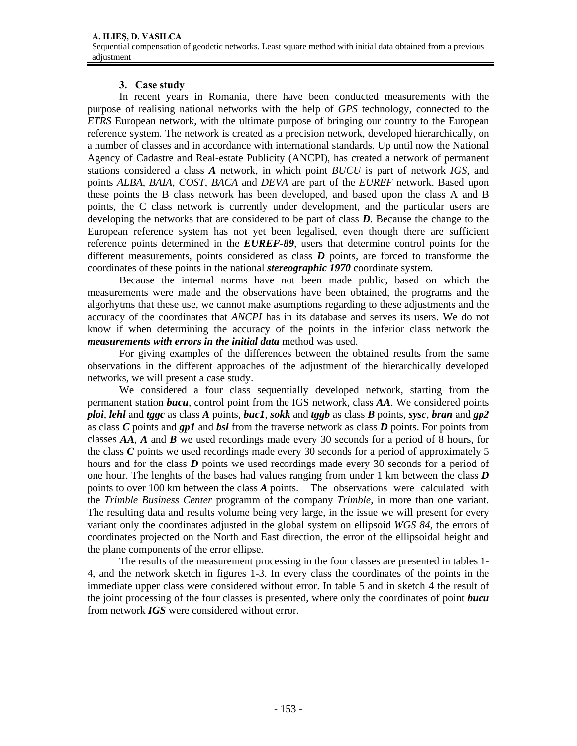### 3. Case study

In recent years in Romania, there have been conducted measurements with the purpose of realising national networks with the help of *GPS* technology, connected to the *ETRS* European network, with the ultimate purpose of bringing our country to the European reference system. The network is created as a precision network, developed hierarchically, on a number of classes and in accordance with international standards. Up until now the National Agency of Cadastre and Real-estate Publicity (ANCPI), has created a network of permanent stations considered a class ***A*** network, in which point *BUCU* is part of network *IGS*, and points *ALBA*, *BAIA*, *COST*, *BACA* and *DEVA* are part of the *EUREF* network. Based upon these points the B class network has been developed, and based upon the class A and B points, the C class network is currently under development, and the particular users are developing the networks that are considered to be part of class ***D***. Because the change to the European reference system has not yet been legalised, even though there are sufficient reference points determined in the ***EUREF-89***, users that determine control points for the different measurements, points considered as class ***D*** points, are forced to transforme the coordinates of these points in the national ***stereographic 1970*** coordinate system.

Because the internal norms have not been made public, based on which the measurements were made and the observations have been obtained, the programs and the algorhytms that these use, we cannot make asumptions regarding to these adjustments and the accuracy of the coordinates that *ANCPI* has in its database and serves its users. We do not know if when determining the accuracy of the points in the inferior class network the ***measurements with errors in the initial data*** method was used.

For giving examples of the differences between the obtained results from the same observations in the different approaches of the adjustment of the hierarchically developed networks, we will present a case study.

We considered a four class sequentially developed network, starting from the permanent station ***bucu***, control point from the IGS network, class ***AA***. We considered points ***ploi***, ***lehl*** and ***tggc*** as class ***A*** points, ***buc1***, ***sokk*** and ***tggb*** as class ***B*** points, ***sysc***, ***bran*** and ***gp2*** as class ***C*** points and ***gp1*** and ***bsl*** from the traverse network as class ***D*** points. For points from classes ***AA***, ***A*** and ***B*** we used recordings made every 30 seconds for a period of 8 hours, for the class ***C*** points we used recordings made every 30 seconds for a period of approximately 5 hours and for the class ***D*** points we used recordings made every 30 seconds for a period of one hour. The lenghts of the bases had values ranging from under 1 km between the class ***D*** points to over 100 km between the class ***A*** points. The observations were calculated with the *Trimble Business Center* programm of the company *Trimble*, in more than one variant. The resulting data and results volume being very large, in the issue we will present for every variant only the coordinates adjusted in the global system on ellipsoid *WGS 84*, the errors of coordinates projected on the North and East direction, the error of the ellipsoidal height and the plane components of the error ellipse.

The results of the measurement processing in the four classes are presented in tables 1-4, and the network sketch in figures 1-3. In every class the coordinates of the points in the immediate upper class were considered without error. In table 5 and in sketch 4 the result of the joint processing of the four classes is presented, where only the coordinates of point ***bucu*** from network ***IGS*** were considered without error.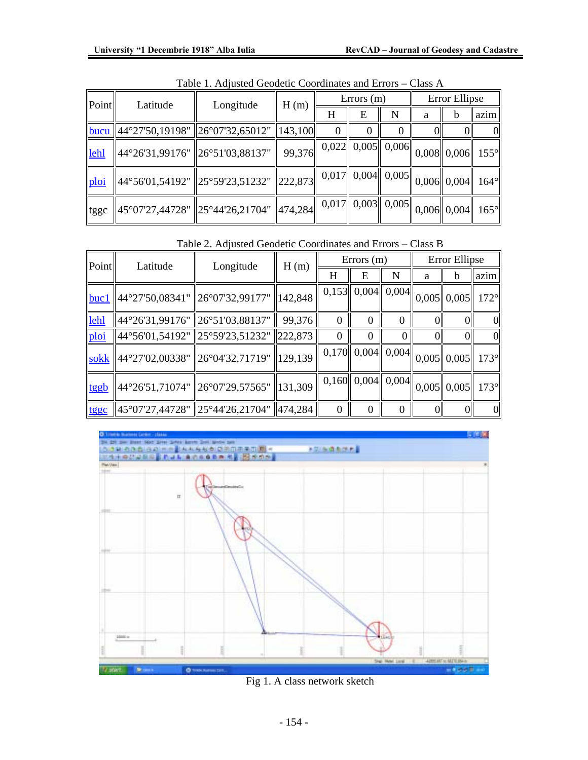Table 1. Adjusted Geodetic Coordinates and Errors – Class A

| Point | Latitude | Longitude | H (m) | Errors (m) | | | Error Ellipse | | |
|---|---|---|---|---|---|---|---|---|---|
| | | | | H | E | N | a | b | azim |
| bucu | 44°27'50,19198" | 26°07'32,65012" | 143,100 | 0 | 0 | 0 | 0 | 0 | 0 |
| lehl | 44°26'31,99176" | 26°51'03,88137" | 99,376 | 0,022 | 0,005 | 0,006 | 0,008 | 0,006 | 155° |
| ploi | 44°56'01,54192" | 25°59'23,51232" | 222,873 | 0,017 | 0,004 | 0,005 | 0,006 | 0,004 | 164° |
| tggc | 45°07'27,44728" | 25°44'26,21704" | 474,284 | 0,017 | 0,003 | 0,005 | 0,006 | 0,004 | 165° |

Table 2. Adjusted Geodetic Coordinates and Errors – Class B

| Point | Latitude | Longitude | H (m) | Errors (m) | | | Error Ellipse | | |
|---|---|---|---|---|---|---|---|---|---|
| | | | | H | E | N | a | b | azim |
| buc1 | 44°27'50,08341" | 26°07'32,99177" | 142,848 | 0,153 | 0,004 | 0,004 | 0,005 | 0,005 | 172° |
| lehl | 44°26'31,99176" | 26°51'03,88137" | 99,376 | 0 | 0 | 0 | 0 | 0 | 0 |
| ploi | 44°56'01,54192" | 25°59'23,51232" | 222,873 | 0 | 0 | 0 | 0 | 0 | 0 |
| sokk | 44°27'02,00338" | 26°04'32,71719" | 129,139 | 0,170 | 0,004 | 0,004 | 0,005 | 0,005 | 173° |
| tggb | 44°26'51,71074" | 26°07'29,57565" | 131,309 | 0,160 | 0,004 | 0,004 | 0,005 | 0,005 | 173° |
| tggc | 45°07'27,44728" | 25°44'26,21704" | 474,284 | 0 | 0 | 0 | 0 | 0 | 0 |

Fig 1. A class network sketch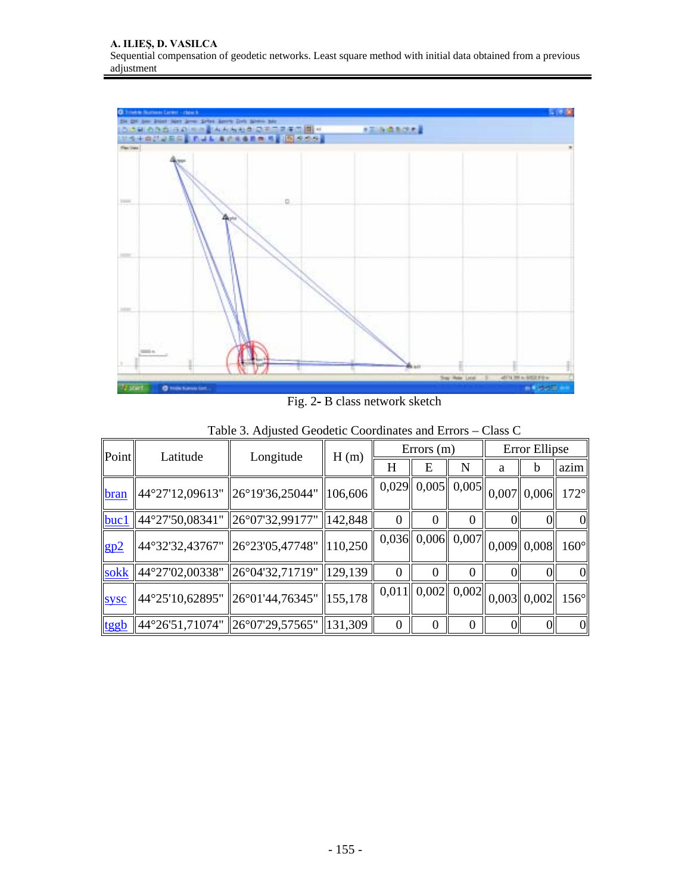Fig. 2- B class network sketch

Table 3. Adjusted Geodetic Coordinates and Errors – Class C

| Point | Latitude | Longitude | H (m) | Errors (m) | | | Error Ellipse | | |
|---|---|---|---|---|---|---|---|---|---|
| | | | | H | E | N | a | b | azim |
| bran | 44°27'12,09613" | 26°19'36,25044" | 106,606 | 0,029 | 0,005 | 0,005 | 0,007 | 0,006 | 172° |
| buc1 | 44°27'50,08341" | 26°07'32,99177" | 142,848 | 0 | 0 | 0 | 0 | 0 | 0 |
| gp2 | 44°32'32,43767" | 26°23'05,47748" | 110,250 | 0,036 | 0,006 | 0,007 | 0,009 | 0,008 | 160° |
| sokk | 44°27'02,00338" | 26°04'32,71719" | 129,139 | 0 | 0 | 0 | 0 | 0 | 0 |
| sysc | 44°25'10,62895" | 26°01'44,76345" | 155,178 | 0,011 | 0,002 | 0,002 | 0,003 | 0,002 | 156° |
| tggb | 44°26'51,71074" | 26°07'29,57565" | 131,309 | 0 | 0 | 0 | 0 | 0 | 0 |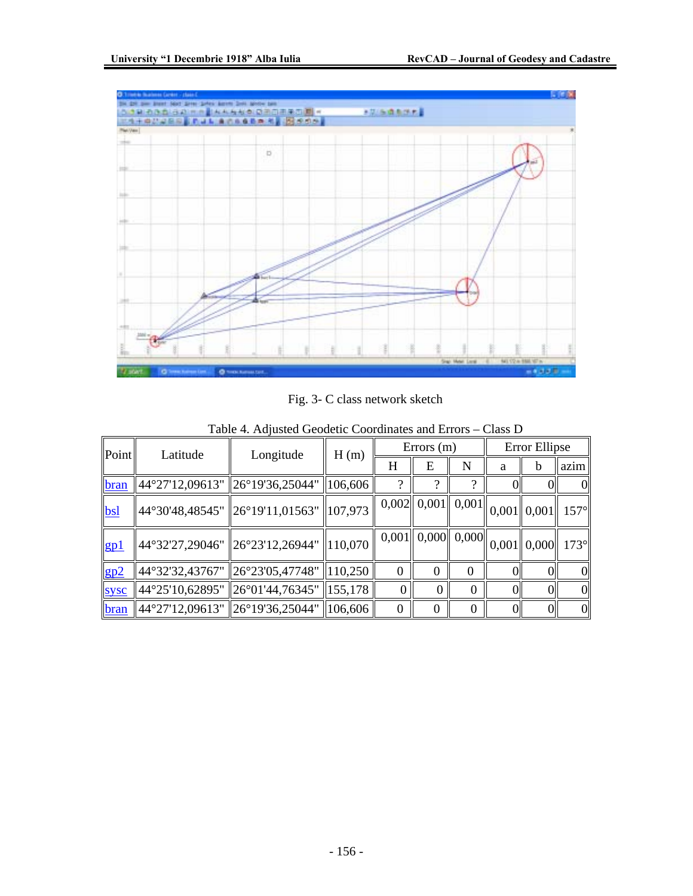Fig. 3- C class network sketch

Table 4. Adjusted Geodetic Coordinates and Errors – Class D

| Point | Latitude | Longitude | H (m) | Errors (m) | | | Error Ellipse | | |
|---|---|---|---|---|---|---|---|---|---|
| | | | | H | E | N | a | b | azim |
| bran | 44°27'12,09613" | 26°19'36,25044" | 106,606 | ? | ? | ? | 0 | 0 | 0 |
| bsl | 44°30'48,48545" | 26°19'11,01563" | 107,973 | 0,002 | 0,001 | 0,001 | 0,001 | 0,001 | 157° |
| gp1 | 44°32'27,29046" | 26°23'12,26944" | 110,070 | 0,001 | 0,000 | 0,000 | 0,001 | 0,000 | 173° |
| gp2 | 44°32'32,43767" | 26°23'05,47748" | 110,250 | 0 | 0 | 0 | 0 | 0 | 0 |
| sysc | 44°25'10,62895" | 26°01'44,76345" | 155,178 | 0 | 0 | 0 | 0 | 0 | 0 |
| bran | 44°27'12,09613" | 26°19'36,25044" | 106,606 | 0 | 0 | 0 | 0 | 0 | 0 |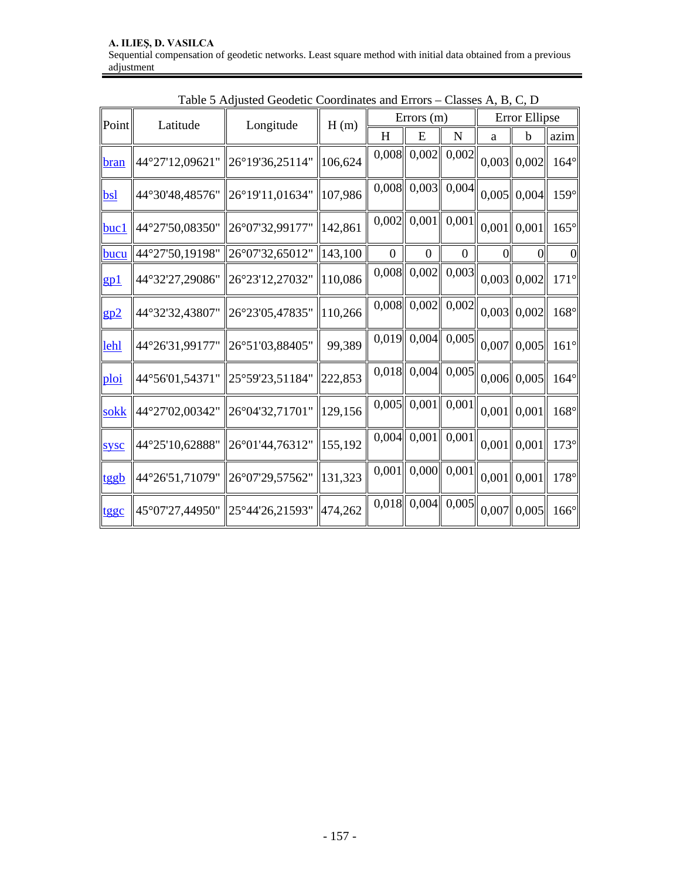Table 5 Adjusted Geodetic Coordinates and Errors – Classes A, B, C, D

| Point | Latitude | Longitude | H (m) | Errors (m) | | | Error Ellipse | | |
|---|---|---|---|---|---|---|---|---|---|
| | | | | H | E | N | a | b | azim |
| bran | 44°27'12,09621" | 26°19'36,25114" | 106,624 | 0,008 | 0,002 | 0,002 | 0,003 | 0,002 | 164° |
| bsl | 44°30'48,48576" | 26°19'11,01634" | 107,986 | 0,008 | 0,003 | 0,004 | 0,005 | 0,004 | 159° |
| buc1 | 44°27'50,08350" | 26°07'32,99177" | 142,861 | 0,002 | 0,001 | 0,001 | 0,001 | 0,001 | 165° |
| bucu | 44°27'50,19198" | 26°07'32,65012" | 143,100 | 0 | 0 | 0 | 0 | 0 | 0 |
| gp1 | 44°32'27,29086" | 26°23'12,27032" | 110,086 | 0,008 | 0,002 | 0,003 | 0,003 | 0,002 | 171° |
| gp2 | 44°32'32,43807" | 26°23'05,47835" | 110,266 | 0,008 | 0,002 | 0,002 | 0,003 | 0,002 | 168° |
| lehl | 44°26'31,99177" | 26°51'03,88405" | 99,389 | 0,019 | 0,004 | 0,005 | 0,007 | 0,005 | 161° |
| ploi | 44°56'01,54371" | 25°59'23,51184" | 222,853 | 0,018 | 0,004 | 0,005 | 0,006 | 0,005 | 164° |
| sokk | 44°27'02,00342" | 26°04'32,71701" | 129,156 | 0,005 | 0,001 | 0,001 | 0,001 | 0,001 | 168° |
| sysc | 44°25'10,62888" | 26°01'44,76312" | 155,192 | 0,004 | 0,001 | 0,001 | 0,001 | 0,001 | 173° |
| tggb | 44°26'51,71079" | 26°07'29,57562" | 131,323 | 0,001 | 0,000 | 0,001 | 0,001 | 0,001 | 178° |
| tggc | 45°07'27,44950" | 25°44'26,21593" | 474,262 | 0,018 | 0,004 | 0,005 | 0,007 | 0,005 | 166° |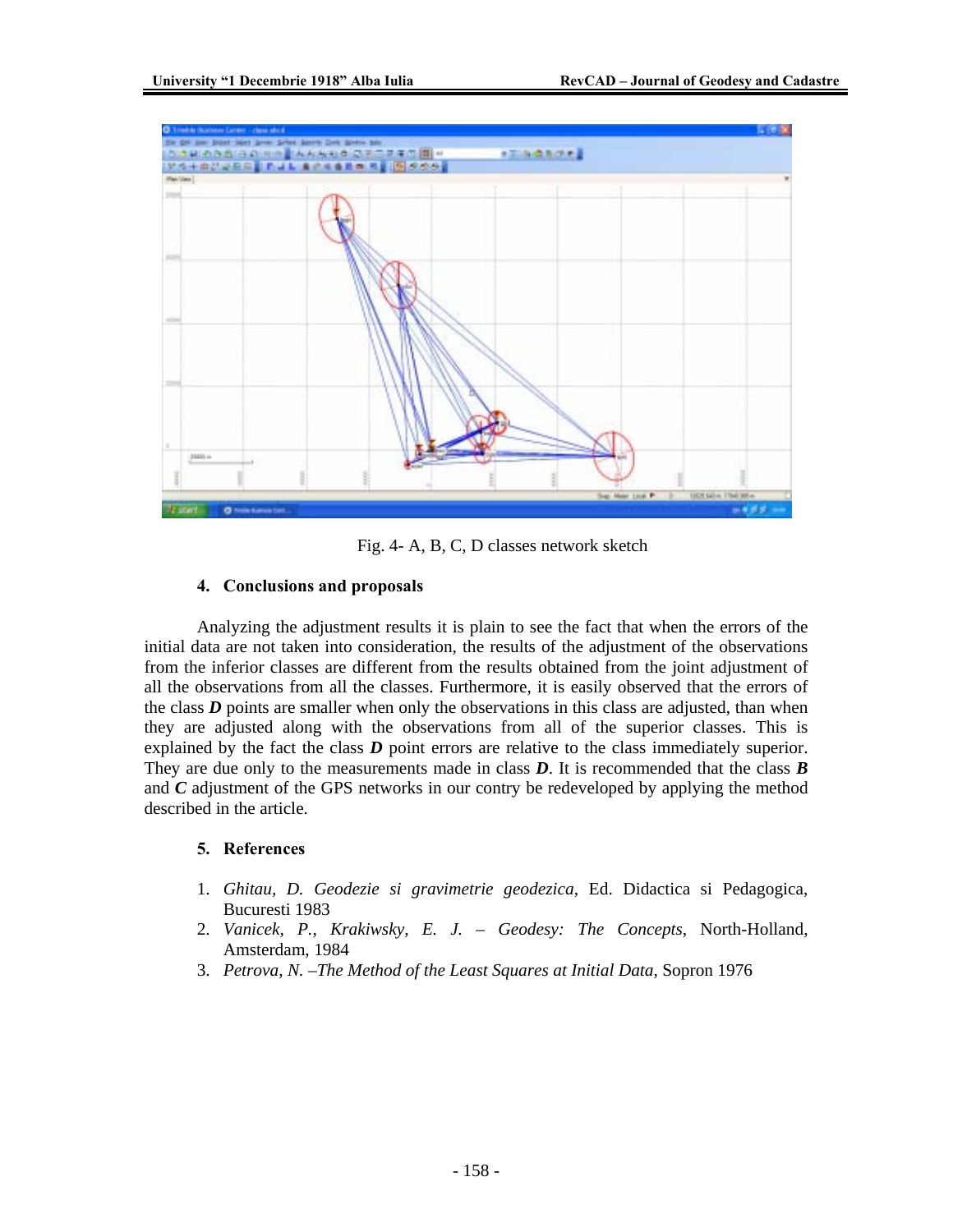Fig. 4- A, B, C, D classes network sketch

## 4. Conclusions and proposals

Analyzing the adjustment results it is plain to see the fact that when the errors of the initial data are not taken into consideration, the results of the adjustment of the observations from the inferior classes are different from the results obtained from the joint adjustment of all the observations from all the classes. Furthermore, it is easily observed that the errors of the class ***D*** points are smaller when only the observations in this class are adjusted, than when they are adjusted along with the observations from all of the superior classes. This is explained by the fact the class ***D*** point errors are relative to the class immediately superior. They are due only to the measurements made in class ***D***. It is recommended that the class ***B*** and ***C*** adjustment of the GPS networks in our contry be redeveloped by applying the method described in the article.

## 5. References

1. *Ghitau, D. Geodezie si gravimetrie geodezica*, Ed. Didactica si Pedagogica, Bucuresti 1983
2. *Vanicek, P., Krakiwsky, E. J. – Geodesy: The Concepts*, North-Holland, Amsterdam, 1984
3. *Petrova, N. –The Method of the Least Squares at Initial Data*, Sopron 1976